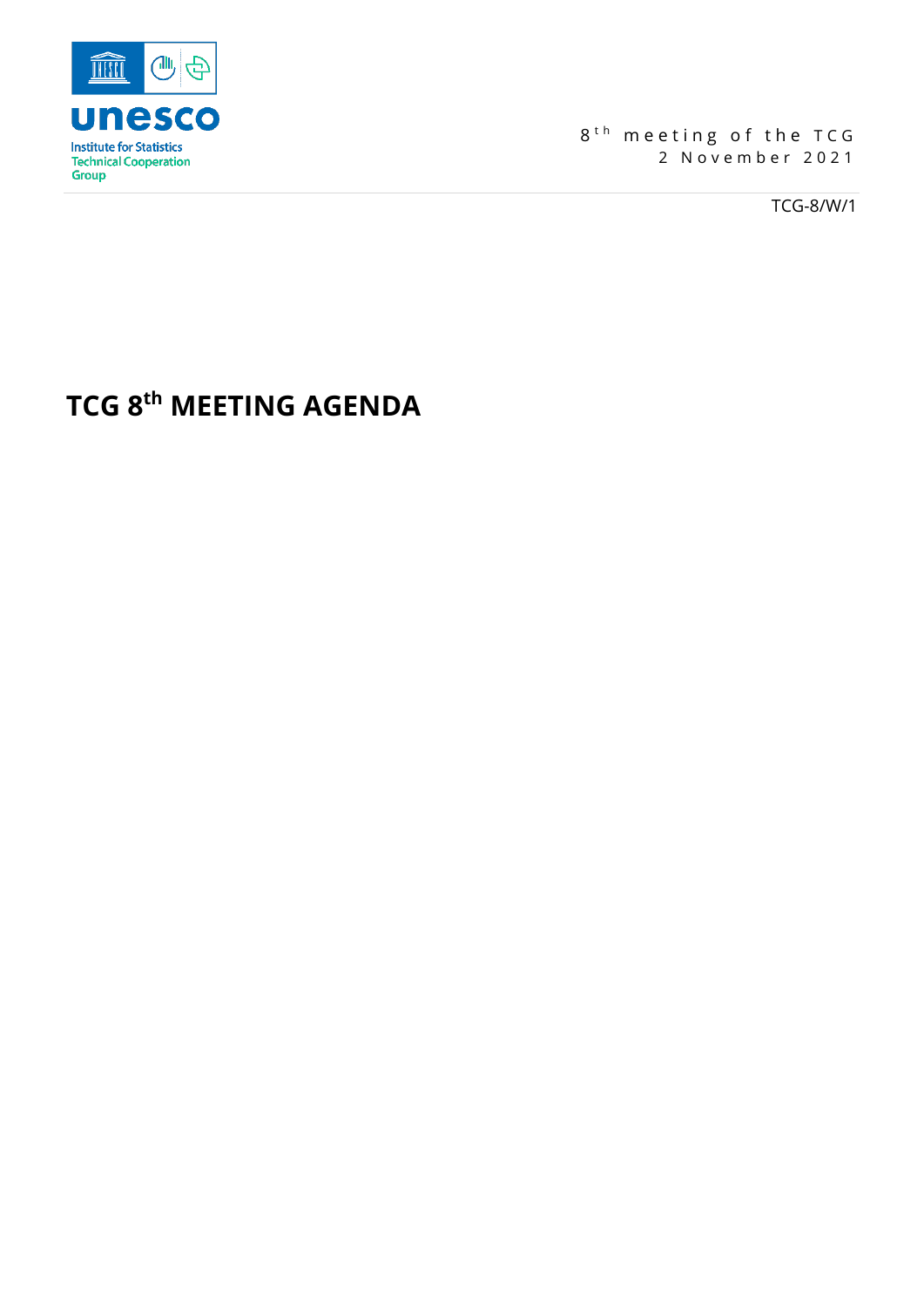Institute for Statistics
Technical Cooperation Group

8th meeting of the TCG
2 November 2021

TCG-8/W/1

# TCG 8th MEETING AGENDA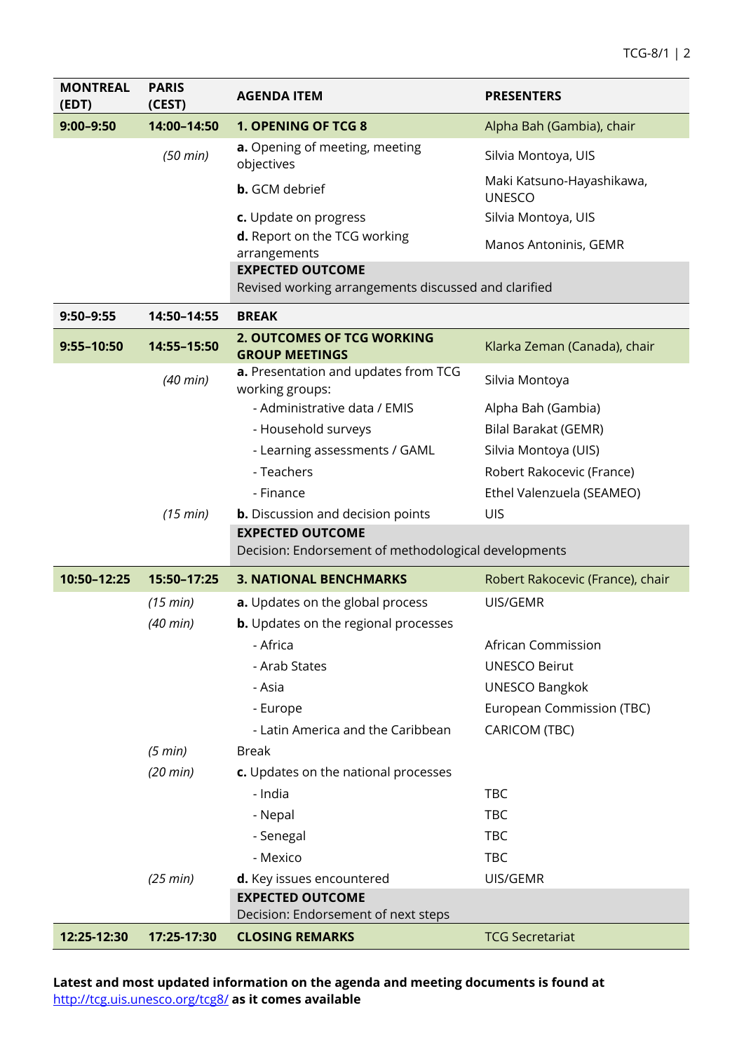| MONTREAL (EDT) | PARIS (CEST) | AGENDA ITEM | PRESENTERS |
|---|---|---|---|
| **9:00–9:50** | **14:00–14:50** | **1. OPENING OF TCG 8** | Alpha Bah (Gambia), chair |
| | *(50 min)* | **a.** Opening of meeting, meeting objectives | Silvia Montoya, UIS |
| | | **b.** GCM debrief | Maki Katsuno-Hayashikawa, UNESCO |
| | | **c.** Update on progress | Silvia Montoya, UIS |
| | | **d.** Report on the TCG working arrangements | Manos Antoninis, GEMR |
| | | **EXPECTED OUTCOME** Revised working arrangements discussed and clarified | |
| **9:50–9:55** | **14:50–14:55** | **BREAK** | |
| **9:55–10:50** | **14:55–15:50** | **2. OUTCOMES OF TCG WORKING GROUP MEETINGS** | Klarka Zeman (Canada), chair |
| | *(40 min)* | **a.** Presentation and updates from TCG working groups: | Silvia Montoya |
| | | - Administrative data / EMIS | Alpha Bah (Gambia) |
| | | - Household surveys | Bilal Barakat (GEMR) |
| | | - Learning assessments / GAML | Silvia Montoya (UIS) |
| | | - Teachers | Robert Rakocevic (France) |
| | | - Finance | Ethel Valenzuela (SEAMEO) |
| | *(15 min)* | **b.** Discussion and decision points | UIS |
| | | **EXPECTED OUTCOME** Decision: Endorsement of methodological developments | |
| **10:50–12:25** | **15:50–17:25** | **3. NATIONAL BENCHMARKS** | Robert Rakocevic (France), chair |
| | *(15 min)* | **a.** Updates on the global process | UIS/GEMR |
| | *(40 min)* | **b.** Updates on the regional processes | |
| | | - Africa | African Commission |
| | | - Arab States | UNESCO Beirut |
| | | - Asia | UNESCO Bangkok |
| | | - Europe | European Commission (TBC) |
| | | - Latin America and the Caribbean | CARICOM (TBC) |
| | *(5 min)* | Break | |
| | *(20 min)* | **c.** Updates on the national processes | |
| | | - India | TBC |
| | | - Nepal | TBC |
| | | - Senegal | TBC |
| | | - Mexico | TBC |
| | *(25 min)* | **d.** Key issues encountered | UIS/GEMR |
| | | **EXPECTED OUTCOME** Decision: Endorsement of next steps | |
| **12:25-12:30** | **17:25-17:30** | **CLOSING REMARKS** | TCG Secretariat |

**Latest and most updated information on the agenda and meeting documents is found at** http://tcg.uis.unesco.org/tcg8/ **as it comes available**